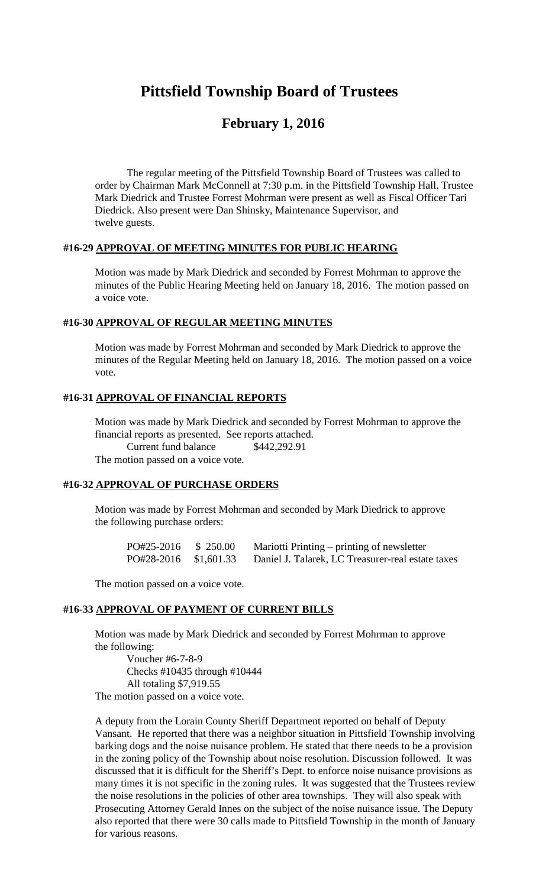# Pittsfield Township Board of Trustees

## February 1, 2016

The regular meeting of the Pittsfield Township Board of Trustees was called to order by Chairman Mark McConnell at 7:30 p.m. in the Pittsfield Township Hall. Trustee Mark Diedrick and Trustee Forrest Mohrman were present as well as Fiscal Officer Tari Diedrick. Also present were Dan Shinsky, Maintenance Supervisor, and twelve guests.

### #16-29 APPROVAL OF MEETING MINUTES FOR PUBLIC HEARING

Motion was made by Mark Diedrick and seconded by Forrest Mohrman to approve the minutes of the Public Hearing Meeting held on January 18, 2016. The motion passed on a voice vote.

### #16-30 APPROVAL OF REGULAR MEETING MINUTES

Motion was made by Forrest Mohrman and seconded by Mark Diedrick to approve the minutes of the Regular Meeting held on January 18, 2016. The motion passed on a voice vote.

### #16-31 APPROVAL OF FINANCIAL REPORTS

Motion was made by Mark Diedrick and seconded by Forrest Mohrman to approve the financial reports as presented. See reports attached.

Current fund balance $442,292.91

The motion passed on a voice vote.

### #16-32 APPROVAL OF PURCHASE ORDERS

Motion was made by Forrest Mohrman and seconded by Mark Diedrick to approve the following purchase orders:

| | | |
|---|---|---|
| PO#25-2016 | $ 250.00 | Mariotti Printing – printing of newsletter |
| PO#28-2016 | $1,601.33 | Daniel J. Talarek, LC Treasurer-real estate taxes |

The motion passed on a voice vote.

### #16-33 APPROVAL OF PAYMENT OF CURRENT BILLS

Motion was made by Mark Diedrick and seconded by Forrest Mohrman to approve the following:

Voucher #6-7-8-9
Checks #10435 through #10444
All totaling $7,919.55

The motion passed on a voice vote.

A deputy from the Lorain County Sheriff Department reported on behalf of Deputy Vansant. He reported that there was a neighbor situation in Pittsfield Township involving barking dogs and the noise nuisance problem. He stated that there needs to be a provision in the zoning policy of the Township about noise resolution. Discussion followed. It was discussed that it is difficult for the Sheriff's Dept. to enforce noise nuisance provisions as many times it is not specific in the zoning rules. It was suggested that the Trustees review the noise resolutions in the policies of other area townships. They will also speak with Prosecuting Attorney Gerald Innes on the subject of the noise nuisance issue. The Deputy also reported that there were 30 calls made to Pittsfield Township in the month of January for various reasons.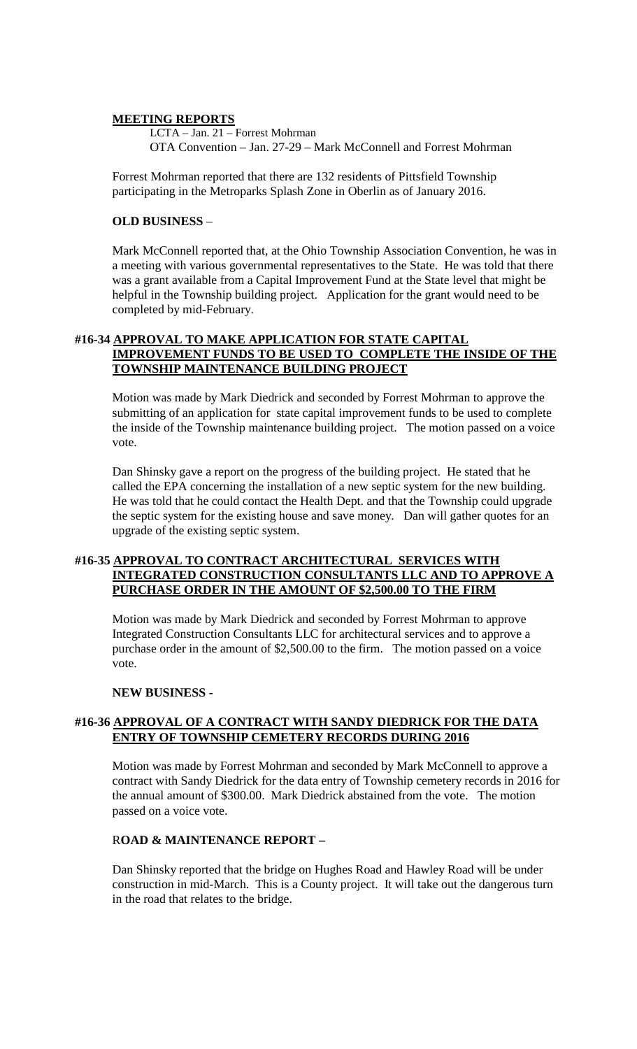**MEETING REPORTS**

LCTA – Jan. 21 – Forrest Mohrman
OTA Convention – Jan. 27-29 – Mark McConnell and Forrest Mohrman

Forrest Mohrman reported that there are 132 residents of Pittsfield Township participating in the Metroparks Splash Zone in Oberlin as of January 2016.

**OLD BUSINESS** –

Mark McConnell reported that, at the Ohio Township Association Convention, he was in a meeting with various governmental representatives to the State. He was told that there was a grant available from a Capital Improvement Fund at the State level that might be helpful in the Township building project. Application for the grant would need to be completed by mid-February.

**#16-34 APPROVAL TO MAKE APPLICATION FOR STATE CAPITAL IMPROVEMENT FUNDS TO BE USED TO COMPLETE THE INSIDE OF THE TOWNSHIP MAINTENANCE BUILDING PROJECT**

Motion was made by Mark Diedrick and seconded by Forrest Mohrman to approve the submitting of an application for state capital improvement funds to be used to complete the inside of the Township maintenance building project. The motion passed on a voice vote.

Dan Shinsky gave a report on the progress of the building project. He stated that he called the EPA concerning the installation of a new septic system for the new building. He was told that he could contact the Health Dept. and that the Township could upgrade the septic system for the existing house and save money. Dan will gather quotes for an upgrade of the existing septic system.

**#16-35 APPROVAL TO CONTRACT ARCHITECTURAL SERVICES WITH INTEGRATED CONSTRUCTION CONSULTANTS LLC AND TO APPROVE A PURCHASE ORDER IN THE AMOUNT OF $2,500.00 TO THE FIRM**

Motion was made by Mark Diedrick and seconded by Forrest Mohrman to approve Integrated Construction Consultants LLC for architectural services and to approve a purchase order in the amount of $2,500.00 to the firm. The motion passed on a voice vote.

**NEW BUSINESS -**

**#16-36 APPROVAL OF A CONTRACT WITH SANDY DIEDRICK FOR THE DATA ENTRY OF TOWNSHIP CEMETERY RECORDS DURING 2016**

Motion was made by Forrest Mohrman and seconded by Mark McConnell to approve a contract with Sandy Diedrick for the data entry of Township cemetery records in 2016 for the annual amount of $300.00. Mark Diedrick abstained from the vote. The motion passed on a voice vote.

**ROAD & MAINTENANCE REPORT –**

Dan Shinsky reported that the bridge on Hughes Road and Hawley Road will be under construction in mid-March. This is a County project. It will take out the dangerous turn in the road that relates to the bridge.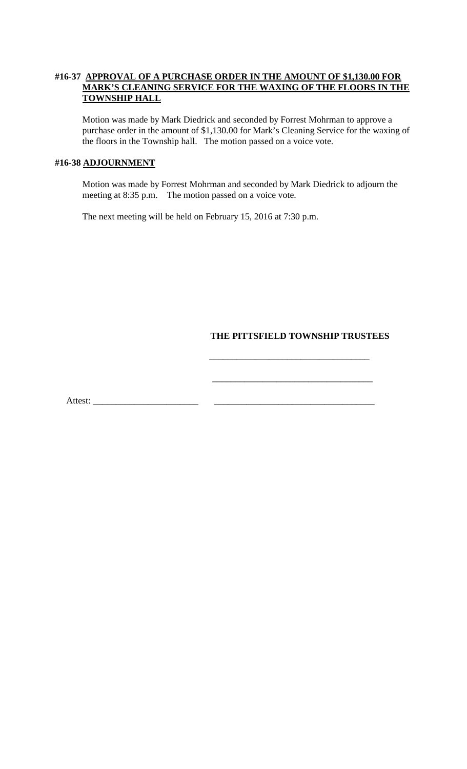### #16-37 APPROVAL OF A PURCHASE ORDER IN THE AMOUNT OF $1,130.00 FOR MARK'S CLEANING SERVICE FOR THE WAXING OF THE FLOORS IN THE TOWNSHIP HALL

Motion was made by Mark Diedrick and seconded by Forrest Mohrman to approve a purchase order in the amount of $1,130.00 for Mark's Cleaning Service for the waxing of the floors in the Township hall. The motion passed on a voice vote.

### #16-38 ADJOURNMENT

Motion was made by Forrest Mohrman and seconded by Mark Diedrick to adjourn the meeting at 8:35 p.m. The motion passed on a voice vote.

The next meeting will be held on February 15, 2016 at 7:30 p.m.

**THE PITTSFIELD TOWNSHIP TRUSTEES**

\_\_\_\_\_\_\_\_\_\_\_\_\_\_\_\_\_\_\_\_\_\_\_\_\_\_\_\_\_\_\_\_\_\_\_

\_\_\_\_\_\_\_\_\_\_\_\_\_\_\_\_\_\_\_\_\_\_\_\_\_\_\_\_\_\_\_\_\_\_\_

Attest: \_\_\_\_\_\_\_\_\_\_\_\_\_\_\_\_\_\_\_\_\_\_\_ \_\_\_\_\_\_\_\_\_\_\_\_\_\_\_\_\_\_\_\_\_\_\_\_\_\_\_\_\_\_\_\_\_\_\_